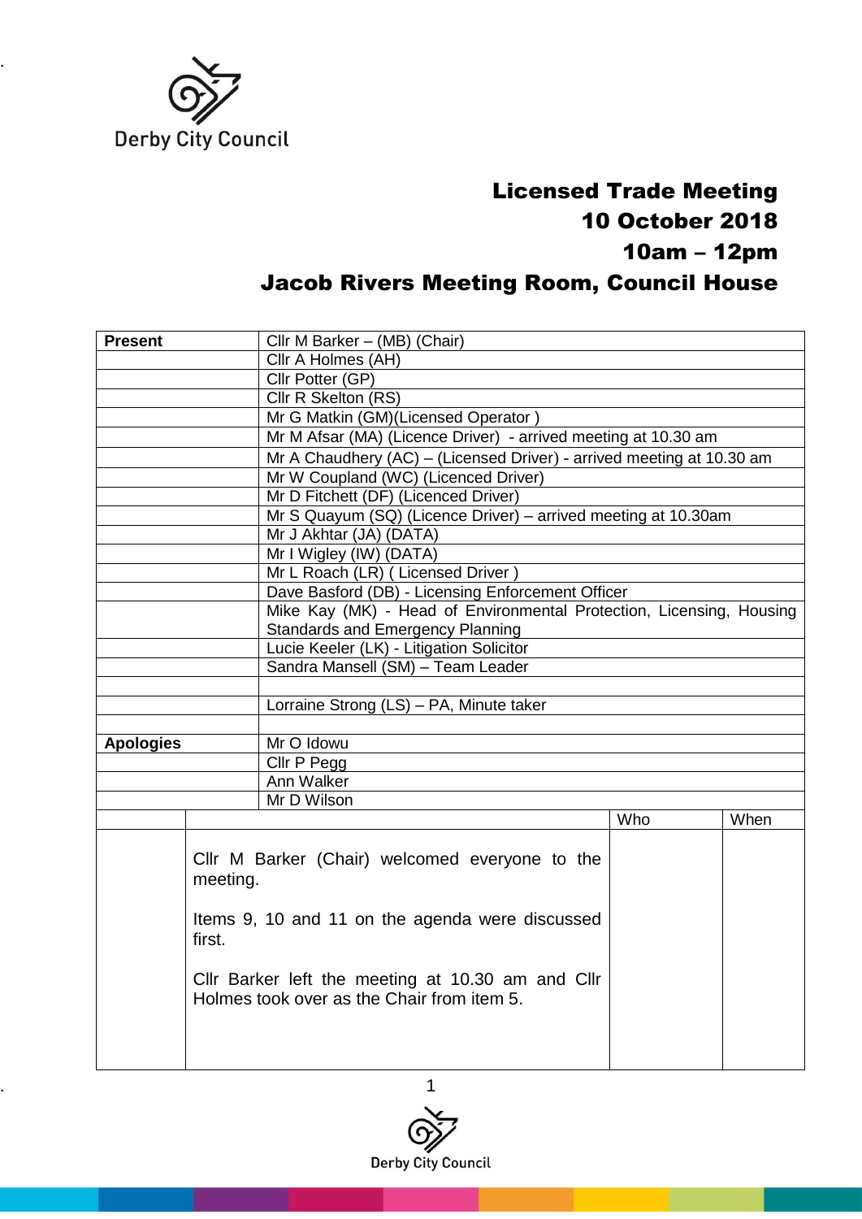Derby City Council

# Licensed Trade Meeting
## 10 October 2018
## 10am – 12pm
## Jacob Rivers Meeting Room, Council House

| | |
|---|---|
| **Present** | Cllr M Barker – (MB) (Chair) |
| | Cllr A Holmes (AH) |
| | Cllr Potter (GP) |
| | Cllr R Skelton (RS) |
| | Mr G Matkin (GM)(Licensed Operator ) |
| | Mr M Afsar (MA) (Licence Driver) - arrived meeting at 10.30 am |
| | Mr A Chaudhery (AC) – (Licensed Driver) - arrived meeting at 10.30 am |
| | Mr W Coupland (WC) (Licenced Driver) |
| | Mr D Fitchett (DF) (Licenced Driver) |
| | Mr S Quayum (SQ) (Licence Driver) – arrived meeting at 10.30am |
| | Mr J Akhtar (JA) (DATA) |
| | Mr I Wigley (IW) (DATA) |
| | Mr L Roach (LR) ( Licensed Driver ) |
| | Dave Basford (DB) - Licensing Enforcement Officer |
| | Mike Kay (MK) - Head of Environmental Protection, Licensing, Housing Standards and Emergency Planning |
| | Lucie Keeler (LK) - Litigation Solicitor |
| | Sandra Mansell (SM) – Team Leader |
| | |
| | Lorraine Strong (LS) – PA, Minute taker |
| | |
| **Apologies** | Mr O Idowu |
| | Cllr P Pegg |
| | Ann Walker |
| | Mr D Wilson |

| | | Who | When |
|---|---|---|---|
| | Cllr M Barker (Chair) welcomed everyone to the meeting.<br><br>Items 9, 10 and 11 on the agenda were discussed first.<br><br>Cllr Barker left the meeting at 10.30 am and Cllr Holmes took over as the Chair from item 5. | | |

Derby City Council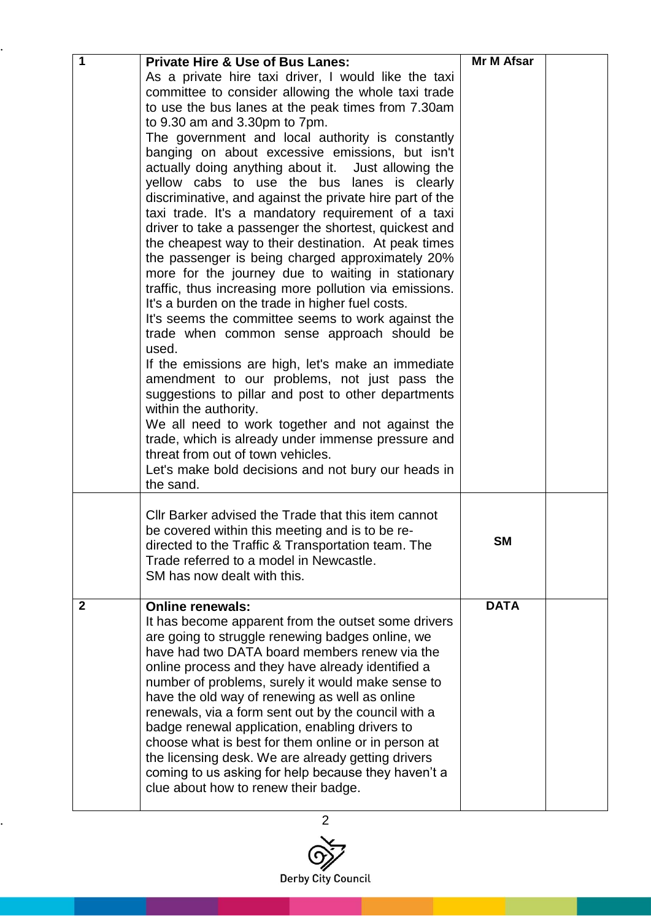| 1 | **Private Hire & Use of Bus Lanes:**<br>As a private hire taxi driver, I would like the taxi committee to consider allowing the whole taxi trade to use the bus lanes at the peak times from 7.30am to 9.30 am and 3.30pm to 7pm.<br>The government and local authority is constantly banging on about excessive emissions, but isn't actually doing anything about it. Just allowing the yellow cabs to use the bus lanes is clearly discriminative, and against the private hire part of the taxi trade. It's a mandatory requirement of a taxi driver to take a passenger the shortest, quickest and the cheapest way to their destination. At peak times the passenger is being charged approximately 20% more for the journey due to waiting in stationary traffic, thus increasing more pollution via emissions. It's a burden on the trade in higher fuel costs.<br>It's seems the committee seems to work against the trade when common sense approach should be used.<br>If the emissions are high, let's make an immediate amendment to our problems, not just pass the suggestions to pillar and post to other departments within the authority.<br>We all need to work together and not against the trade, which is already under immense pressure and threat from out of town vehicles.<br>Let's make bold decisions and not bury our heads in the sand. | **Mr M Afsar** | |
|---|---|---|---|
| | Cllr Barker advised the Trade that this item cannot be covered within this meeting and is to be re-directed to the Traffic & Transportation team. The Trade referred to a model in Newcastle.<br>SM has now dealt with this. | **SM** | |
| 2 | **Online renewals:**<br>It has become apparent from the outset some drivers are going to struggle renewing badges online, we have had two DATA board members renew via the online process and they have already identified a number of problems, surely it would make sense to have the old way of renewing as well as online renewals, via a form sent out by the council with a badge renewal application, enabling drivers to choose what is best for them online or in person at the licensing desk. We are already getting drivers coming to us asking for help because they haven't a clue about how to renew their badge. | **DATA** | |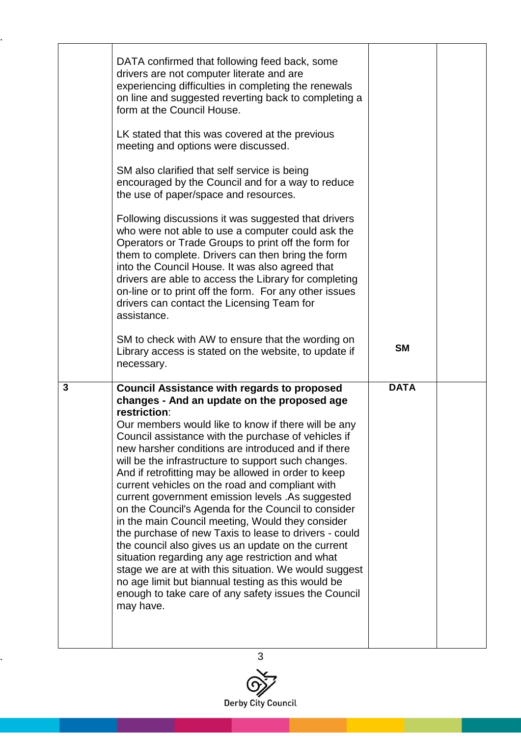| | | | |
|---|---|---|---|
| | DATA confirmed that following feed back, some drivers are not computer literate and are experiencing difficulties in completing the renewals on line and suggested reverting back to completing a form at the Council House.<br><br>LK stated that this was covered at the previous meeting and options were discussed.<br><br>SM also clarified that self service is being encouraged by the Council and for a way to reduce the use of paper/space and resources.<br><br>Following discussions it was suggested that drivers who were not able to use a computer could ask the Operators or Trade Groups to print off the form for them to complete. Drivers can then bring the form into the Council House. It was also agreed that drivers are able to access the Library for completing on-line or to print off the form. For any other issues drivers can contact the Licensing Team for assistance.<br><br>SM to check with AW to ensure that the wording on Library access is stated on the website, to update if necessary. | **SM** | |
| **3** | **Council Assistance with regards to proposed changes - And an update on the proposed age restriction**:<br>Our members would like to know if there will be any Council assistance with the purchase of vehicles if new harsher conditions are introduced and if there will be the infrastructure to support such changes. And if retrofitting may be allowed in order to keep current vehicles on the road and compliant with current government emission levels .As suggested on the Council's Agenda for the Council to consider in the main Council meeting, Would they consider the purchase of new Taxis to lease to drivers - could the council also gives us an update on the current situation regarding any age restriction and what stage we are at with this situation. We would suggest no age limit but biannual testing as this would be enough to take care of any safety issues the Council may have. | **DATA** | |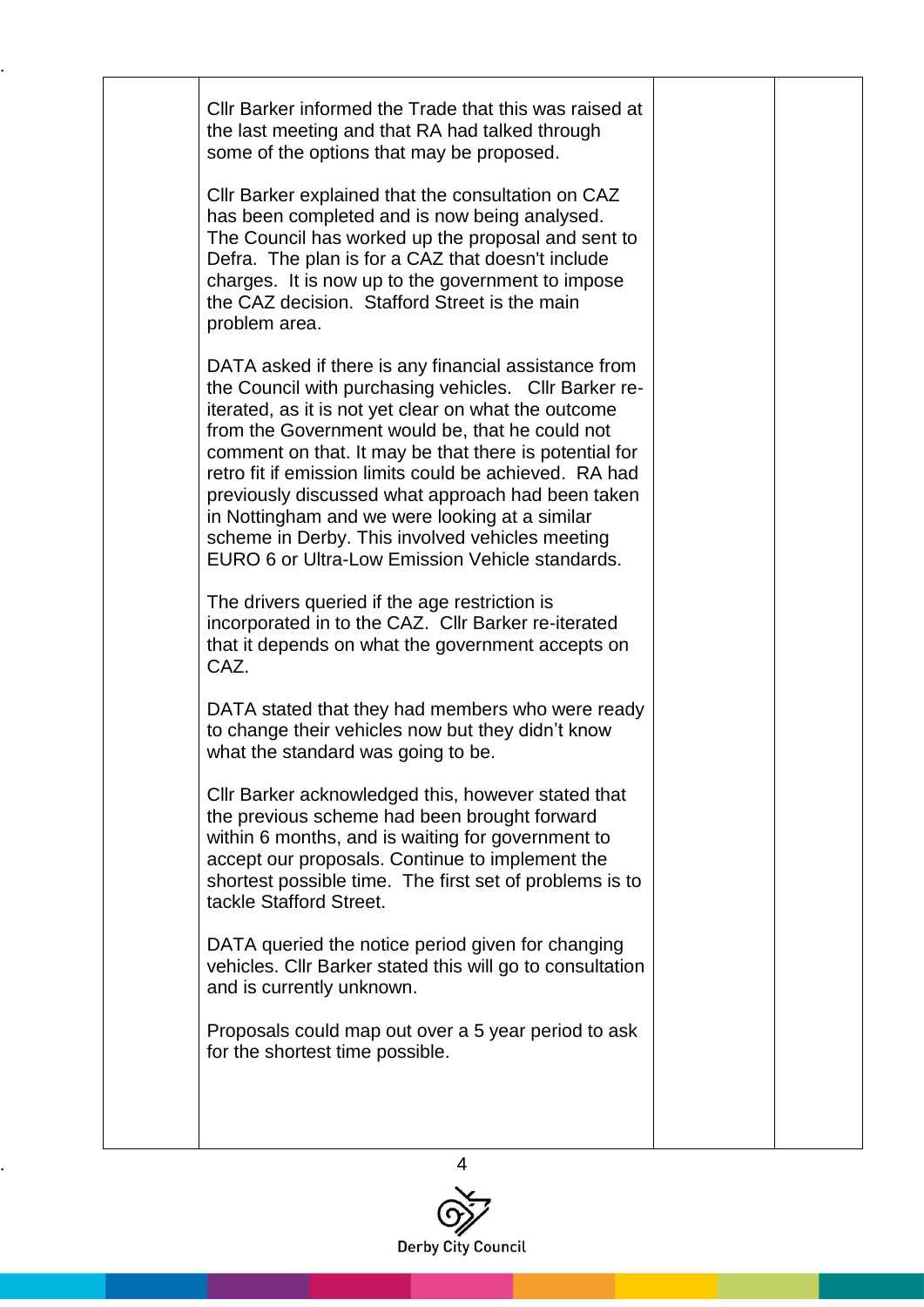| | | | |
|---|---|---|---|
| | Cllr Barker informed the Trade that this was raised at the last meeting and that RA had talked through some of the options that may be proposed.<br><br>Cllr Barker explained that the consultation on CAZ has been completed and is now being analysed. The Council has worked up the proposal and sent to Defra. The plan is for a CAZ that doesn't include charges. It is now up to the government to impose the CAZ decision. Stafford Street is the main problem area.<br><br>DATA asked if there is any financial assistance from the Council with purchasing vehicles. Cllr Barker re-iterated, as it is not yet clear on what the outcome from the Government would be, that he could not comment on that. It may be that there is potential for retro fit if emission limits could be achieved. RA had previously discussed what approach had been taken in Nottingham and we were looking at a similar scheme in Derby. This involved vehicles meeting EURO 6 or Ultra-Low Emission Vehicle standards.<br><br>The drivers queried if the age restriction is incorporated in to the CAZ. Cllr Barker re-iterated that it depends on what the government accepts on CAZ.<br><br>DATA stated that they had members who were ready to change their vehicles now but they didn't know what the standard was going to be.<br><br>Cllr Barker acknowledged this, however stated that the previous scheme had been brought forward within 6 months, and is waiting for government to accept our proposals. Continue to implement the shortest possible time. The first set of problems is to tackle Stafford Street.<br><br>DATA queried the notice period given for changing vehicles. Cllr Barker stated this will go to consultation and is currently unknown.<br><br>Proposals could map out over a 5 year period to ask for the shortest time possible. | | |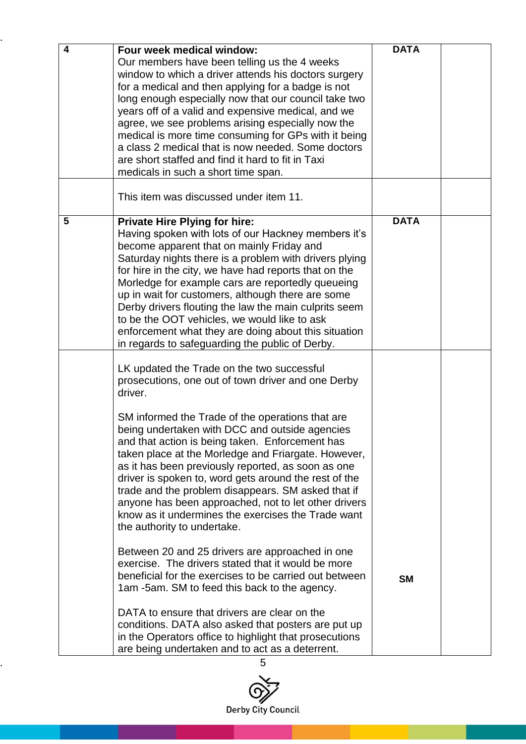| 4 | **Four week medical window:** Our members have been telling us the 4 weeks window to which a driver attends his doctors surgery for a medical and then applying for a badge is not long enough especially now that our council take two years off of a valid and expensive medical, and we agree, we see problems arising especially now the medical is more time consuming for GPs with it being a class 2 medical that is now needed. Some doctors are short staffed and find it hard to fit in Taxi medicals in such a short time span. | **DATA** | |
|---|---|---|---|
| | This item was discussed under item 11. | | |
| 5 | **Private Hire Plying for hire:** Having spoken with lots of our Hackney members it's become apparent that on mainly Friday and Saturday nights there is a problem with drivers plying for hire in the city, we have had reports that on the Morledge for example cars are reportedly queueing up in wait for customers, although there are some Derby drivers flouting the law the main culprits seem to be the OOT vehicles, we would like to ask enforcement what they are doing about this situation in regards to safeguarding the public of Derby. | **DATA** | |
| | LK updated the Trade on the two successful prosecutions, one out of town driver and one Derby driver.<br><br>SM informed the Trade of the operations that are being undertaken with DCC and outside agencies and that action is being taken. Enforcement has taken place at the Morledge and Friargate. However, as it has been previously reported, as soon as one driver is spoken to, word gets around the rest of the trade and the problem disappears. SM asked that if anyone has been approached, not to let other drivers know as it undermines the exercises the Trade want the authority to undertake.<br><br>Between 20 and 25 drivers are approached in one exercise. The drivers stated that it would be more beneficial for the exercises to be carried out between 1am -5am. SM to feed this back to the agency.<br><br>DATA to ensure that drivers are clear on the conditions. DATA also asked that posters are put up in the Operators office to highlight that prosecutions are being undertaken and to act as a deterrent. | **SM** | |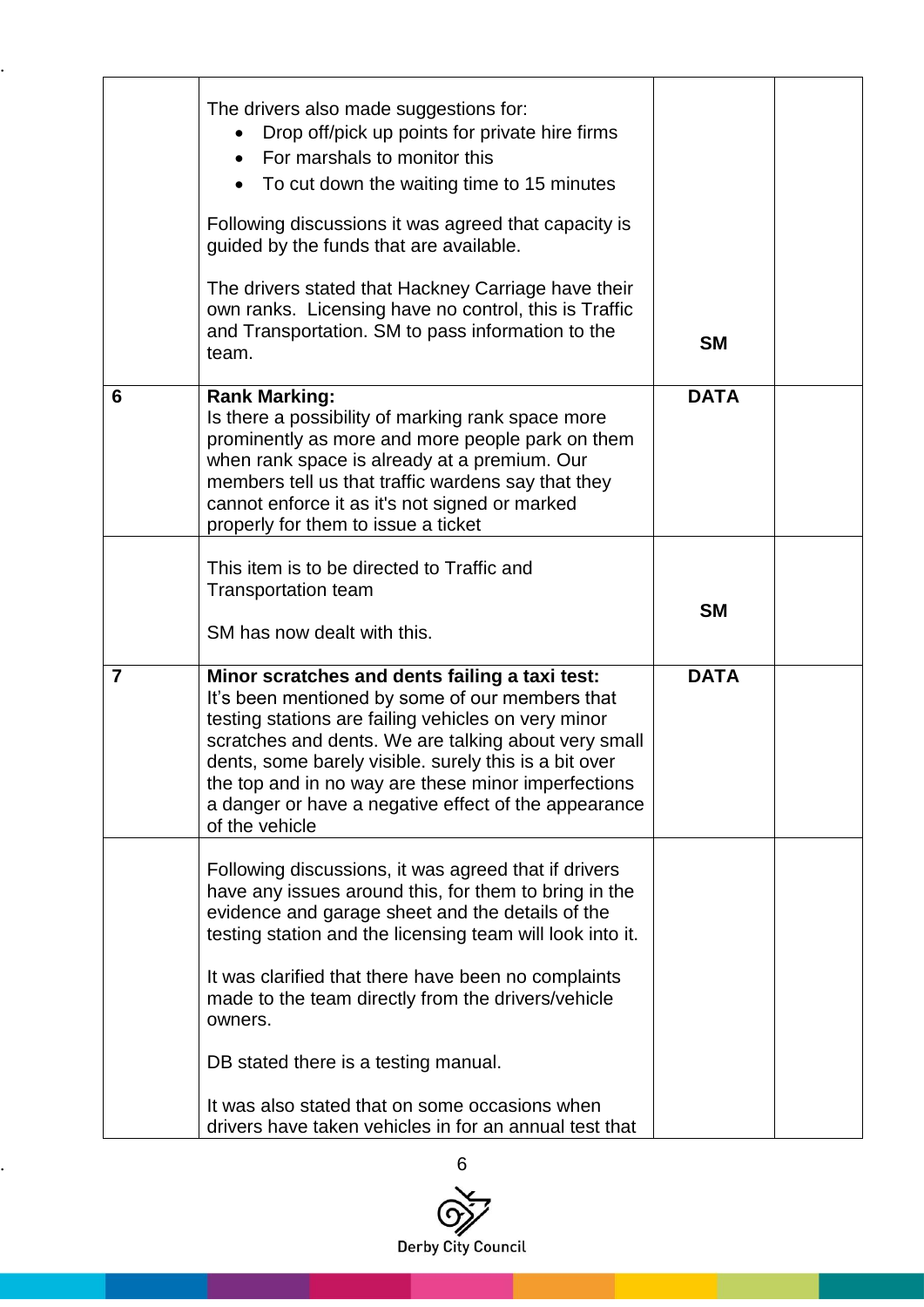|  |  |  |  |
|---|---|---|---|
|  | The drivers also made suggestions for:<br>• Drop off/pick up points for private hire firms<br>• For marshals to monitor this<br>• To cut down the waiting time to 15 minutes<br><br>Following discussions it was agreed that capacity is guided by the funds that are available.<br><br>The drivers stated that Hackney Carriage have their own ranks. Licensing have no control, this is Traffic and Transportation. SM to pass information to the team. | **SM** |  |
| **6** | **Rank Marking:**<br>Is there a possibility of marking rank space more prominently as more and more people park on them when rank space is already at a premium. Our members tell us that traffic wardens say that they cannot enforce it as it's not signed or marked properly for them to issue a ticket | **DATA** |  |
|  | This item is to be directed to Traffic and Transportation team<br><br>SM has now dealt with this. | **SM** |  |
| **7** | **Minor scratches and dents failing a taxi test:**<br>It's been mentioned by some of our members that testing stations are failing vehicles on very minor scratches and dents. We are talking about very small dents, some barely visible. surely this is a bit over the top and in no way are these minor imperfections a danger or have a negative effect of the appearance of the vehicle | **DATA** |  |
|  | Following discussions, it was agreed that if drivers have any issues around this, for them to bring in the evidence and garage sheet and the details of the testing station and the licensing team will look into it.<br><br>It was clarified that there have been no complaints made to the team directly from the drivers/vehicle owners.<br><br>DB stated there is a testing manual.<br><br>It was also stated that on some occasions when drivers have taken vehicles in for an annual test that |  |  |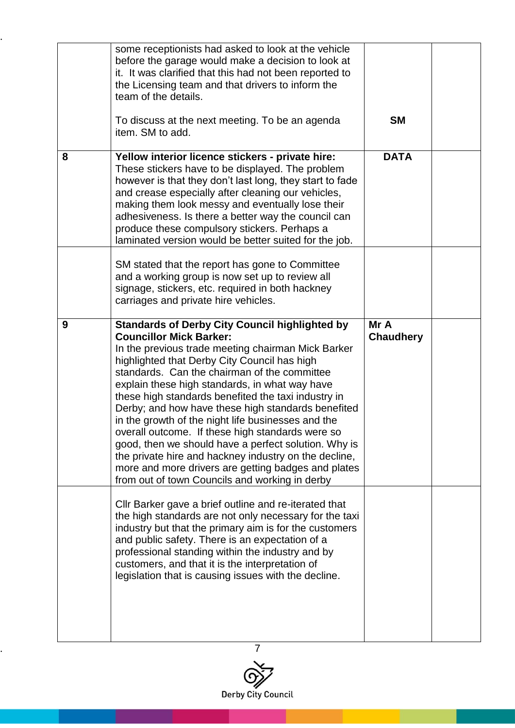| | | | |
|---|---|---|---|
| | some receptionists had asked to look at the vehicle before the garage would make a decision to look at it. It was clarified that this had not been reported to the Licensing team and that drivers to inform the team of the details.<br><br>To discuss at the next meeting. To be an agenda item. SM to add. | **SM** | |
| **8** | **Yellow interior licence stickers - private hire:** These stickers have to be displayed. The problem however is that they don't last long, they start to fade and crease especially after cleaning our vehicles, making them look messy and eventually lose their adhesiveness. Is there a better way the council can produce these compulsory stickers. Perhaps a laminated version would be better suited for the job. | **DATA** | |
| | SM stated that the report has gone to Committee and a working group is now set up to review all signage, stickers, etc. required in both hackney carriages and private hire vehicles. | | |
| **9** | **Standards of Derby City Council highlighted by Councillor Mick Barker:** In the previous trade meeting chairman Mick Barker highlighted that Derby City Council has high standards. Can the chairman of the committee explain these high standards, in what way have these high standards benefited the taxi industry in Derby; and how have these high standards benefited in the growth of the night life businesses and the overall outcome. If these high standards were so good, then we should have a perfect solution. Why is the private hire and hackney industry on the decline, more and more drivers are getting badges and plates from out of town Councils and working in derby | **Mr A Chaudhery** | |
| | Cllr Barker gave a brief outline and re-iterated that the high standards are not only necessary for the taxi industry but that the primary aim is for the customers and public safety. There is an expectation of a professional standing within the industry and by customers, and that it is the interpretation of legislation that is causing issues with the decline. | | |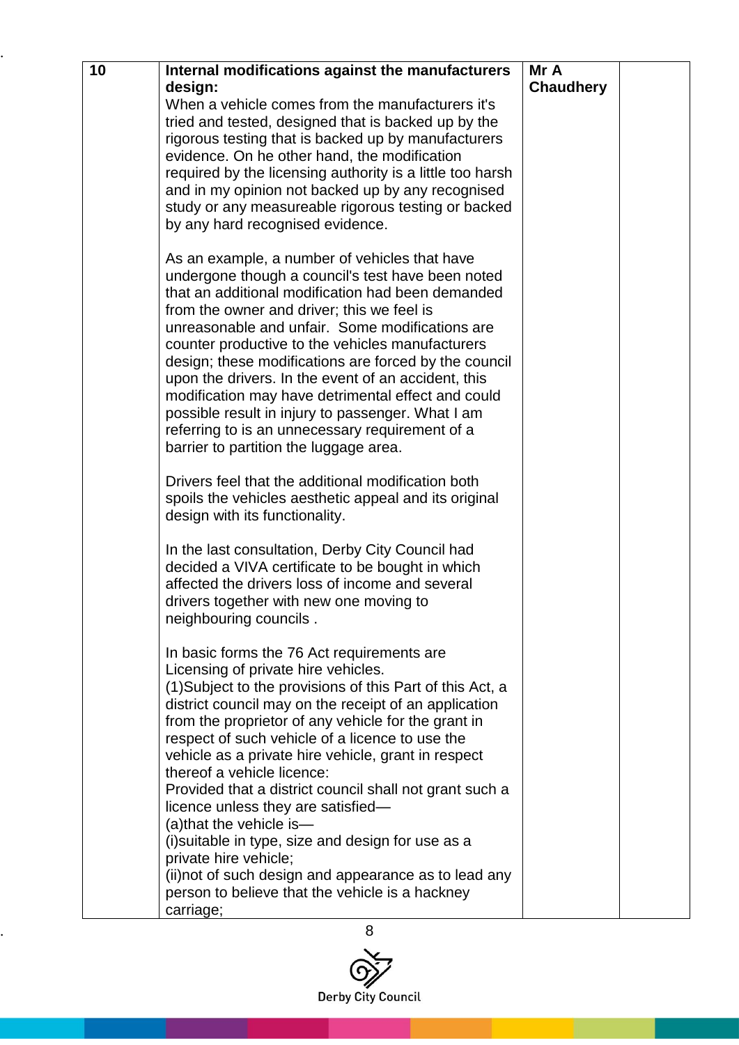| 10 | **Internal modifications against the manufacturers design:**<br>When a vehicle comes from the manufacturers it's tried and tested, designed that is backed up by the rigorous testing that is backed up by manufacturers evidence. On he other hand, the modification required by the licensing authority is a little too harsh and in my opinion not backed up by any recognised study or any measureable rigorous testing or backed by any hard recognised evidence.<br><br>As an example, a number of vehicles that have undergone though a council's test have been noted that an additional modification had been demanded from the owner and driver; this we feel is unreasonable and unfair. Some modifications are counter productive to the vehicles manufacturers design; these modifications are forced by the council upon the drivers. In the event of an accident, this modification may have detrimental effect and could possible result in injury to passenger. What I am referring to is an unnecessary requirement of a barrier to partition the luggage area.<br><br>Drivers feel that the additional modification both spoils the vehicles aesthetic appeal and its original design with its functionality.<br><br>In the last consultation, Derby City Council had decided a VIVA certificate to be bought in which affected the drivers loss of income and several drivers together with new one moving to neighbouring councils .<br><br>In basic forms the 76 Act requirements are Licensing of private hire vehicles.<br>(1)Subject to the provisions of this Part of this Act, a district council may on the receipt of an application from the proprietor of any vehicle for the grant in respect of such vehicle of a licence to use the vehicle as a private hire vehicle, grant in respect thereof a vehicle licence:<br>Provided that a district council shall not grant such a licence unless they are satisfied—<br>(a)that the vehicle is—<br>(i)suitable in type, size and design for use as a private hire vehicle;<br>(ii)not of such design and appearance as to lead any person to believe that the vehicle is a hackney carriage; | **Mr A Chaudhery** | |
|---|---|---|---|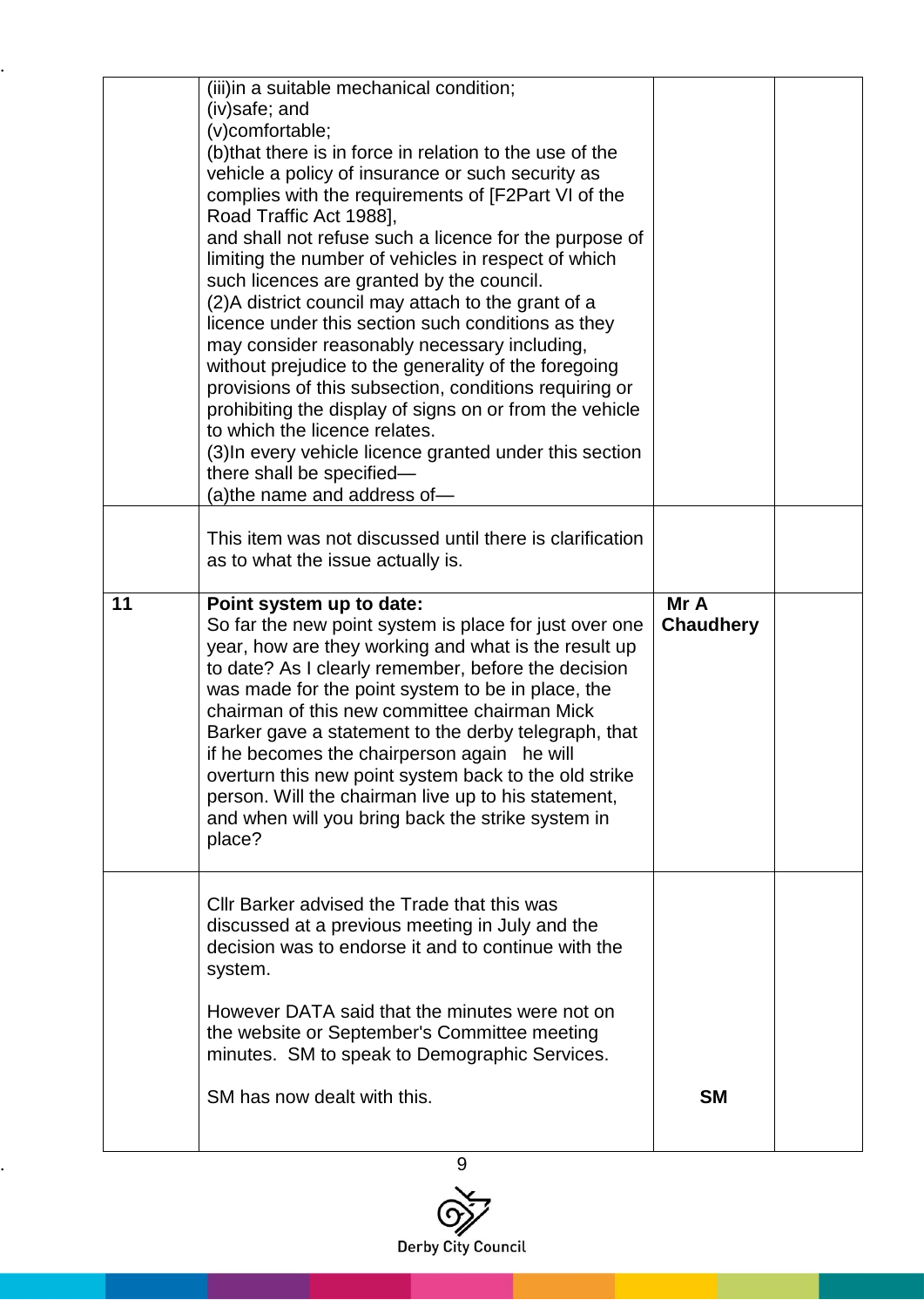| | | | |
|---|---|---|---|
| | (iii)in a suitable mechanical condition;<br>(iv)safe; and<br>(v)comfortable;<br>(b)that there is in force in relation to the use of the vehicle a policy of insurance or such security as complies with the requirements of [F2Part VI of the Road Traffic Act 1988],<br>and shall not refuse such a licence for the purpose of limiting the number of vehicles in respect of which such licences are granted by the council.<br>(2)A district council may attach to the grant of a licence under this section such conditions as they may consider reasonably necessary including, without prejudice to the generality of the foregoing provisions of this subsection, conditions requiring or prohibiting the display of signs on or from the vehicle to which the licence relates.<br>(3)In every vehicle licence granted under this section there shall be specified—<br>(a)the name and address of— | | |
| | This item was not discussed until there is clarification as to what the issue actually is. | | |
| **11** | **Point system up to date:**<br>So far the new point system is place for just over one year, how are they working and what is the result up to date? As I clearly remember, before the decision was made for the point system to be in place, the chairman of this new committee chairman Mick Barker gave a statement to the derby telegraph, that if he becomes the chairperson again he will overturn this new point system back to the old strike person. Will the chairman live up to his statement, and when will you bring back the strike system in place? | **Mr A Chaudhery** | |
| | Cllr Barker advised the Trade that this was discussed at a previous meeting in July and the decision was to endorse it and to continue with the system.<br><br>However DATA said that the minutes were not on the website or September's Committee meeting minutes. SM to speak to Demographic Services.<br><br>SM has now dealt with this. | **SM** | |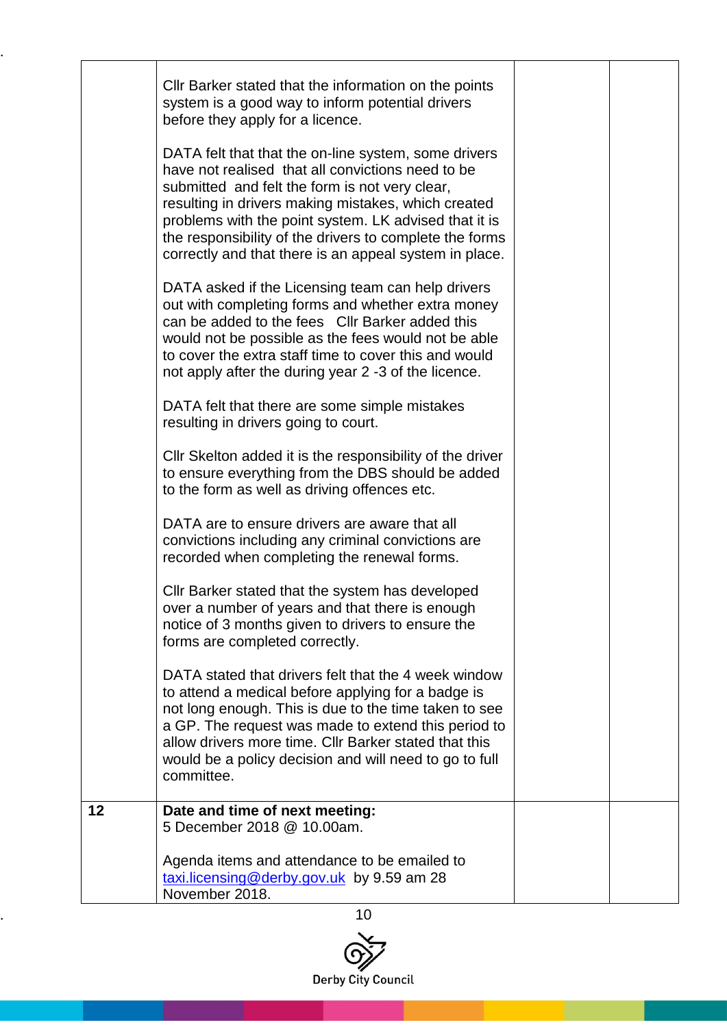| | | | |
|---|---|---|---|
| | Cllr Barker stated that the information on the points system is a good way to inform potential drivers before they apply for a licence.<br><br>DATA felt that that the on-line system, some drivers have not realised that all convictions need to be submitted and felt the form is not very clear, resulting in drivers making mistakes, which created problems with the point system. LK advised that it is the responsibility of the drivers to complete the forms correctly and that there is an appeal system in place.<br><br>DATA asked if the Licensing team can help drivers out with completing forms and whether extra money can be added to the fees Cllr Barker added this would not be possible as the fees would not be able to cover the extra staff time to cover this and would not apply after the during year 2 -3 of the licence.<br><br>DATA felt that there are some simple mistakes resulting in drivers going to court.<br><br>Cllr Skelton added it is the responsibility of the driver to ensure everything from the DBS should be added to the form as well as driving offences etc.<br><br>DATA are to ensure drivers are aware that all convictions including any criminal convictions are recorded when completing the renewal forms.<br><br>Cllr Barker stated that the system has developed over a number of years and that there is enough notice of 3 months given to drivers to ensure the forms are completed correctly.<br><br>DATA stated that drivers felt that the 4 week window to attend a medical before applying for a badge is not long enough. This is due to the time taken to see a GP. The request was made to extend this period to allow drivers more time. Cllr Barker stated that this would be a policy decision and will need to go to full committee. | | |
| **12** | **Date and time of next meeting:**<br>5 December 2018 @ 10.00am.<br><br>Agenda items and attendance to be emailed to taxi.licensing@derby.gov.uk by 9.59 am 28 November 2018. | | |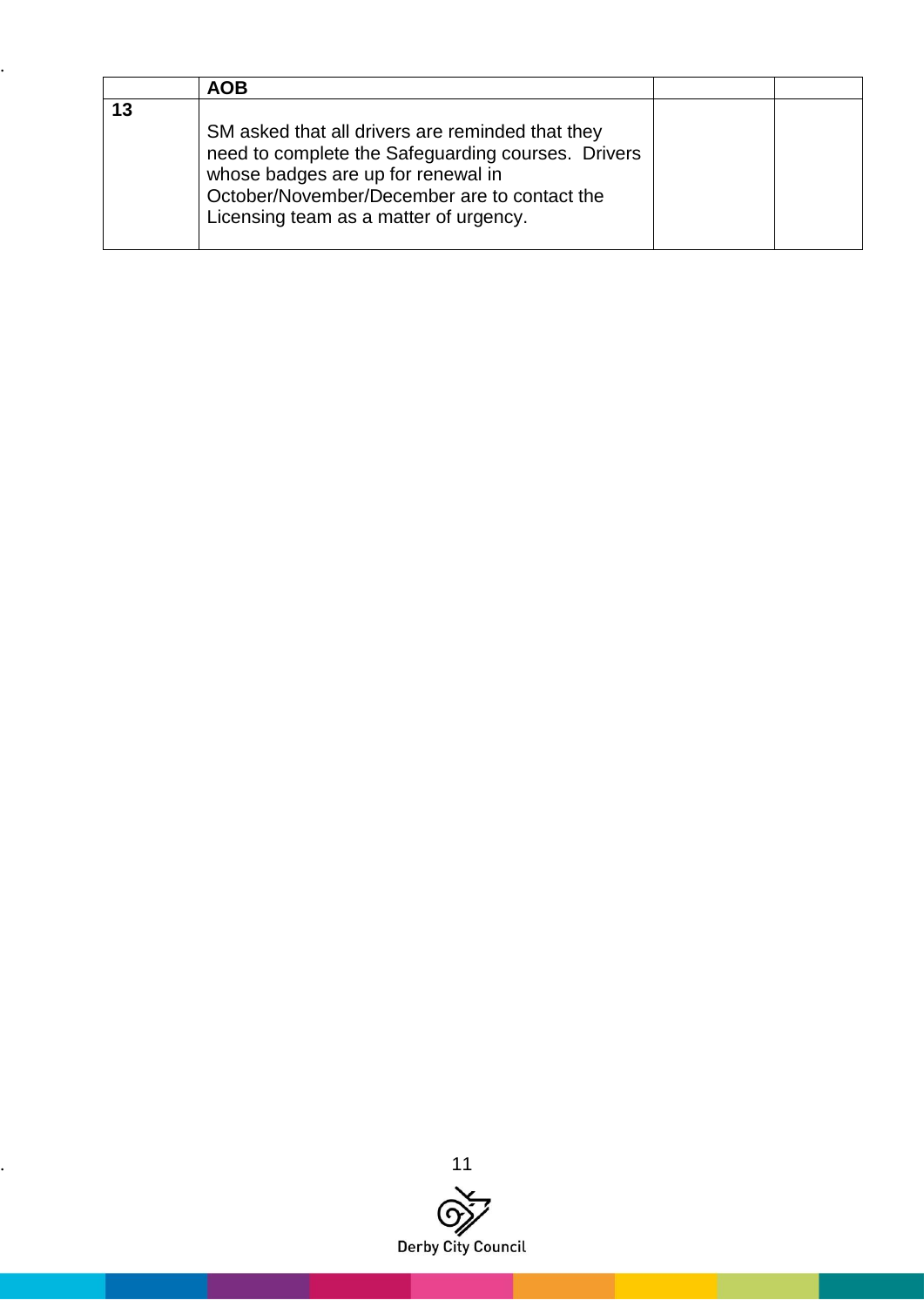| | AOB | | |
|---|---|---|---|
| 13 | SM asked that all drivers are reminded that they need to complete the Safeguarding courses. Drivers whose badges are up for renewal in October/November/December are to contact the Licensing team as a matter of urgency. | | |